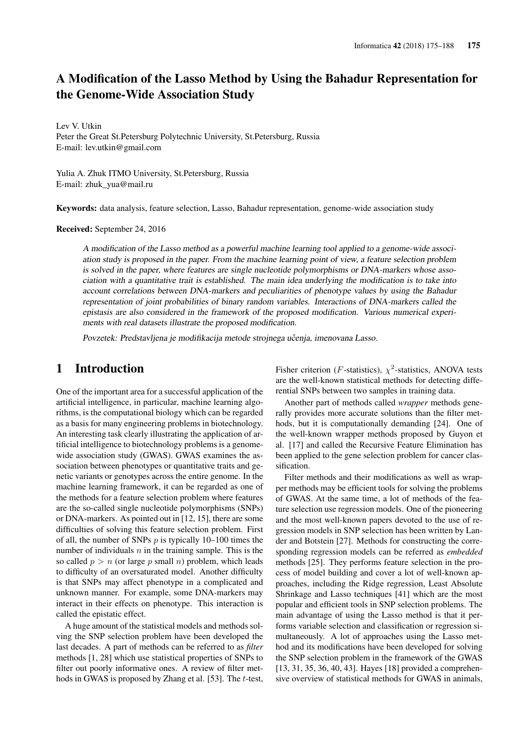# A Modification of the Lasso Method by Using the Bahadur Representation for the Genome-Wide Association Study

Lev V. Utkin
Peter the Great St.Petersburg Polytechnic University, St.Petersburg, Russia
E-mail: lev.utkin@gmail.com

Yulia A. Zhuk ITMO University, St.Petersburg, Russia
E-mail: zhuk_yua@mail.ru

**Keywords:** data analysis, feature selection, Lasso, Bahadur representation, genome-wide association study

**Received:** September 24, 2016

*A modification of the Lasso method as a powerful machine learning tool applied to a genome-wide association study is proposed in the paper. From the machine learning point of view, a feature selection problem is solved in the paper, where features are single nucleotide polymorphisms or DNA-markers whose association with a quantitative trait is established. The main idea underlying the modification is to take into account correlations between DNA-markers and peculiarities of phenotype values by using the Bahadur representation of joint probabilities of binary random variables. Interactions of DNA-markers called the epistasis are also considered in the framework of the proposed modification. Various numerical experiments with real datasets illustrate the proposed modification.*

*Povzetek: Predstavljena je modifikacija metode strojnega učenja, imenovana Lasso.*

## 1 Introduction

One of the important area for a successful application of the artificial intelligence, in particular, machine learning algorithms, is the computational biology which can be regarded as a basis for many engineering problems in biotechnology. An interesting task clearly illustrating the application of artificial intelligence to biotechnology problems is a genome-wide association study (GWAS). GWAS examines the association between phenotypes or quantitative traits and genetic variants or genotypes across the entire genome. In the machine learning framework, it can be regarded as one of the methods for a feature selection problem where features are the so-called single nucleotide polymorphisms (SNPs) or DNA-markers. As pointed out in [12, 15], there are some difficulties of solving this feature selection problem. First of all, the number of SNPs $p$ is typically 10–100 times the number of individuals $n$ in the training sample. This is the so called $p > n$ (or large $p$ small $n$) problem, which leads to difficulty of an oversaturated model. Another difficulty is that SNPs may affect phenotype in a complicated and unknown manner. For example, some DNA-markers may interact in their effects on phenotype. This interaction is called the epistatic effect.

A huge amount of the statistical models and methods solving the SNP selection problem have been developed the last decades. A part of methods can be referred to as *filter* methods [1, 28] which use statistical properties of SNPs to filter out poorly informative ones. A review of filter methods in GWAS is proposed by Zhang et al. [53]. The $t$-test, Fisher criterion ($F$-statistics), $\chi^2$-statistics, ANOVA tests are the well-known statistical methods for detecting differential SNPs between two samples in training data.

Another part of methods called *wrapper* methods generally provides more accurate solutions than the filter methods, but it is computationally demanding [24]. One of the well-known wrapper methods proposed by Guyon et al. [17] and called the Recursive Feature Elimination has been applied to the gene selection problem for cancer classification.

Filter methods and their modifications as well as wrapper methods may be efficient tools for solving the problems of GWAS. At the same time, a lot of methods of the feature selection use regression models. One of the pioneering and the most well-known papers devoted to the use of regression models in SNP selection has been written by Lander and Botstein [27]. Methods for constructing the corresponding regression models can be referred as *embedded* methods [25]. They performs feature selection in the process of model building and cover a lot of well-known approaches, including the Ridge regression, Least Absolute Shrinkage and Lasso techniques [41] which are the most popular and efficient tools in SNP selection problems. The main advantage of using the Lasso method is that it performs variable selection and classification or regression simultaneously. A lot of approaches using the Lasso method and its modifications have been developed for solving the SNP selection problem in the framework of the GWAS [13, 31, 35, 36, 40, 43]. Hayes [18] provided a comprehensive overview of statistical methods for GWAS in animals,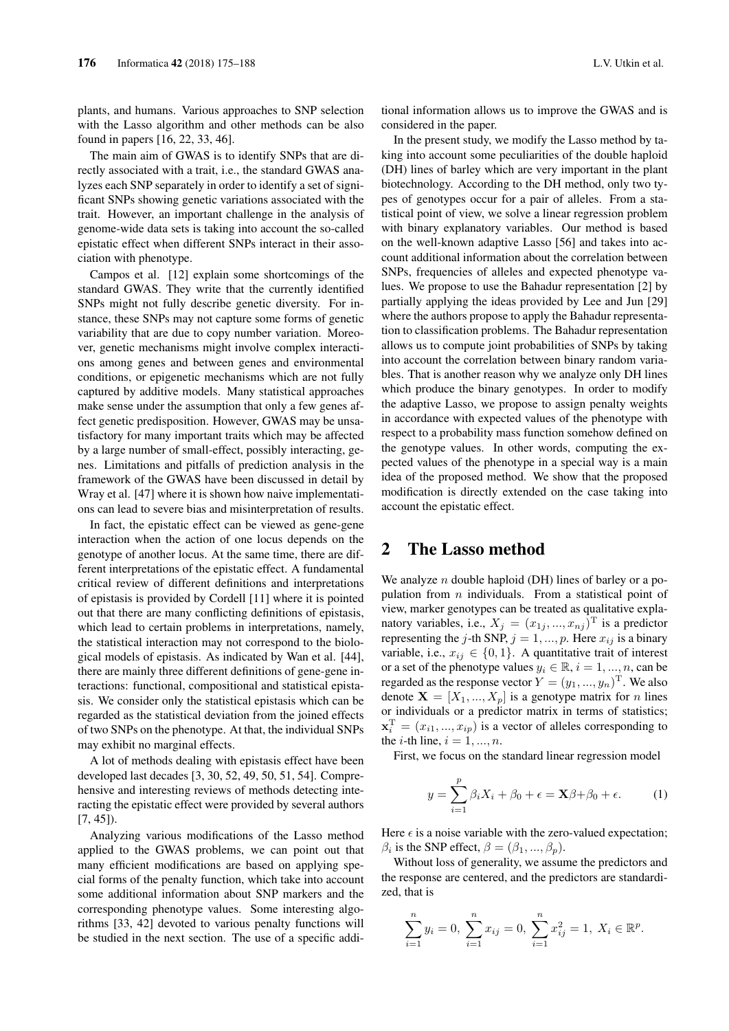plants, and humans. Various approaches to SNP selection with the Lasso algorithm and other methods can be also found in papers [16, 22, 33, 46].

The main aim of GWAS is to identify SNPs that are directly associated with a trait, i.e., the standard GWAS analyzes each SNP separately in order to identify a set of significant SNPs showing genetic variations associated with the trait. However, an important challenge in the analysis of genome-wide data sets is taking into account the so-called epistatic effect when different SNPs interact in their association with phenotype.

Campos et al. [12] explain some shortcomings of the standard GWAS. They write that the currently identified SNPs might not fully describe genetic diversity. For instance, these SNPs may not capture some forms of genetic variability that are due to copy number variation. Moreover, genetic mechanisms might involve complex interactions among genes and between genes and environmental conditions, or epigenetic mechanisms which are not fully captured by additive models. Many statistical approaches make sense under the assumption that only a few genes affect genetic predisposition. However, GWAS may be unsatisfactory for many important traits which may be affected by a large number of small-effect, possibly interacting, genes. Limitations and pitfalls of prediction analysis in the framework of the GWAS have been discussed in detail by Wray et al. [47] where it is shown how naive implementations can lead to severe bias and misinterpretation of results.

In fact, the epistatic effect can be viewed as gene-gene interaction when the action of one locus depends on the genotype of another locus. At the same time, there are different interpretations of the epistatic effect. A fundamental critical review of different definitions and interpretations of epistasis is provided by Cordell [11] where it is pointed out that there are many conflicting definitions of epistasis, which lead to certain problems in interpretations, namely, the statistical interaction may not correspond to the biological models of epistasis. As indicated by Wan et al. [44], there are mainly three different definitions of gene-gene interactions: functional, compositional and statistical epistasis. We consider only the statistical epistasis which can be regarded as the statistical deviation from the joined effects of two SNPs on the phenotype. At that, the individual SNPs may exhibit no marginal effects.

A lot of methods dealing with epistasis effect have been developed last decades [3, 30, 52, 49, 50, 51, 54]. Comprehensive and interesting reviews of methods detecting interacting the epistatic effect were provided by several authors [7, 45]).

Analyzing various modifications of the Lasso method applied to the GWAS problems, we can point out that many efficient modifications are based on applying special forms of the penalty function, which take into account some additional information about SNP markers and the corresponding phenotype values. Some interesting algorithms [33, 42] devoted to various penalty functions will be studied in the next section. The use of a specific additional information allows us to improve the GWAS and is considered in the paper.

In the present study, we modify the Lasso method by taking into account some peculiarities of the double haploid (DH) lines of barley which are very important in the plant biotechnology. According to the DH method, only two types of genotypes occur for a pair of alleles. From a statistical point of view, we solve a linear regression problem with binary explanatory variables. Our method is based on the well-known adaptive Lasso [56] and takes into account additional information about the correlation between SNPs, frequencies of alleles and expected phenotype values. We propose to use the Bahadur representation [2] by partially applying the ideas provided by Lee and Jun [29] where the authors propose to apply the Bahadur representation to classification problems. The Bahadur representation allows us to compute joint probabilities of SNPs by taking into account the correlation between binary random variables. That is another reason why we analyze only DH lines which produce the binary genotypes. In order to modify the adaptive Lasso, we propose to assign penalty weights in accordance with expected values of the phenotype with respect to a probability mass function somehow defined on the genotype values. In other words, computing the expected values of the phenotype in a special way is a main idea of the proposed method. We show that the proposed modification is directly extended on the case taking into account the epistatic effect.

## 2 The Lasso method

We analyze $n$ double haploid (DH) lines of barley or a population from $n$ individuals. From a statistical point of view, marker genotypes can be treated as qualitative explanatory variables, i.e., $X_j = (x_{1j}, ..., x_{nj})^{\mathrm{T}}$ is a predictor representing the $j$-th SNP, $j = 1, ..., p$. Here $x_{ij}$ is a binary variable, i.e., $x_{ij} \in \{0, 1\}$. A quantitative trait of interest or a set of the phenotype values $y_i \in \mathbb{R}$, $i = 1, ..., n$, can be regarded as the response vector $Y = (y_1, ..., y_n)^{\mathrm{T}}$. We also denote $\mathbf{X} = [X_1, ..., X_p]$ is a genotype matrix for $n$ lines or individuals or a predictor matrix in terms of statistics; $\mathbf{x}_i^{\mathrm{T}} = (x_{i1}, ..., x_{ip})$ is a vector of alleles corresponding to the $i$-th line, $i = 1, ..., n$.

First, we focus on the standard linear regression model

$$y = \sum_{i=1}^{p} \beta_i X_i + \beta_0 + \epsilon = \mathbf{X}\beta + \beta_0 + \epsilon. \tag{1}$$

Here $\epsilon$ is a noise variable with the zero-valued expectation; $\beta_i$ is the SNP effect, $\beta = (\beta_1, ..., \beta_p)$.

Without loss of generality, we assume the predictors and the response are centered, and the predictors are standardized, that is

$$\sum_{i=1}^{n} y_i = 0, \ \sum_{i=1}^{n} x_{ij} = 0, \ \sum_{i=1}^{n} x_{ij}^2 = 1, \ X_i \in \mathbb{R}^p.$$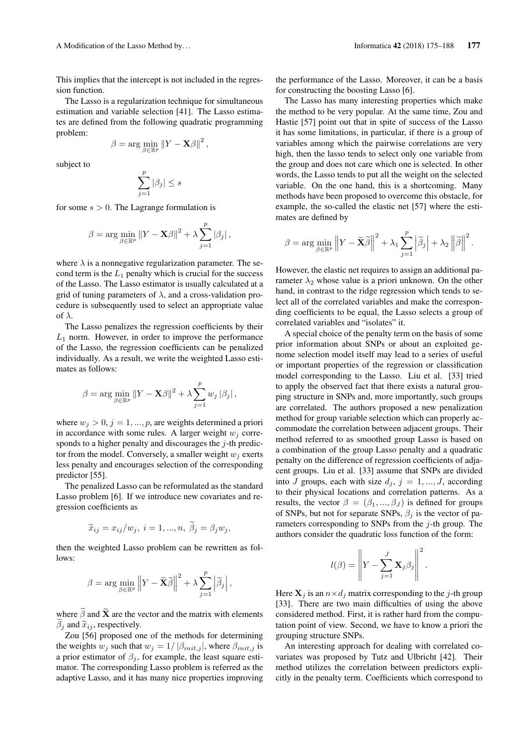This implies that the intercept is not included in the regression function.

The Lasso is a regularization technique for simultaneous estimation and variable selection [41]. The Lasso estimates are defined from the following quadratic programming problem:

$$\beta = \arg\min_{\beta \in \mathbb{R}^p} \|Y - \mathbf{X}\beta\|^2,$$

subject to

$$\sum_{j=1}^{p} |\beta_j| \leq s$$

for some $s > 0$. The Lagrange formulation is

$$\beta = \arg\min_{\beta \in \mathbb{R}^p} \|Y - \mathbf{X}\beta\|^2 + \lambda \sum_{j=1}^{p} |\beta_j|,$$

where $\lambda$ is a nonnegative regularization parameter. The second term is the $L_1$ penalty which is crucial for the success of the Lasso. The Lasso estimator is usually calculated at a grid of tuning parameters of $\lambda$, and a cross-validation procedure is subsequently used to select an appropriate value of $\lambda$.

The Lasso penalizes the regression coefficients by their $L_1$ norm. However, in order to improve the performance of the Lasso, the regression coefficients can be penalized individually. As a result, we write the weighted Lasso estimates as follows:

$$\beta = \arg\min_{\beta \in \mathbb{R}^p} \|Y - \mathbf{X}\beta\|^2 + \lambda \sum_{j=1}^{p} w_j |\beta_j|,$$

where $w_j > 0$, $j = 1, ..., p$, are weights determined a priori in accordance with some rules. A larger weight $w_j$ corresponds to a higher penalty and discourages the $j$-th predictor from the model. Conversely, a smaller weight $w_j$ exerts less penalty and encourages selection of the corresponding predictor [55].

The penalized Lasso can be reformulated as the standard Lasso problem [6]. If we introduce new covariates and regression coefficients as

$$\widetilde{x}_{ij} = x_{ij}/w_j,\ i = 1, ..., n,\ \widetilde{\beta}_j = \beta_j w_j,$$

then the weighted Lasso problem can be rewritten as follows:

$$\beta = \arg\min_{\beta \in \mathbb{R}^p} \left\|Y - \widetilde{\mathbf{X}}\widetilde{\beta}\right\|^2 + \lambda \sum_{j=1}^{p} \left|\widetilde{\beta}_j\right|,$$

where $\widetilde{\beta}$ and $\widetilde{\mathbf{X}}$ are the vector and the matrix with elements $\widetilde{\beta}_j$ and $\widetilde{x}_{ij}$, respectively.

Zou [56] proposed one of the methods for determining the weights $w_j$ such that $w_j = 1/|\beta_{init,j}|$, where $\beta_{init,j}$ is a prior estimator of $\beta_j$, for example, the least square estimator. The corresponding Lasso problem is referred as the adaptive Lasso, and it has many nice properties improving the performance of the Lasso. Moreover, it can be a basis for constructing the boosting Lasso [6].

The Lasso has many interesting properties which make the method to be very popular. At the same time, Zou and Hastie [57] point out that in spite of success of the Lasso it has some limitations, in particular, if there is a group of variables among which the pairwise correlations are very high, then the lasso tends to select only one variable from the group and does not care which one is selected. In other words, the Lasso tends to put all the weight on the selected variable. On the one hand, this is a shortcoming. Many methods have been proposed to overcome this obstacle, for example, the so-called the elastic net [57] where the estimates are defined by

$$\beta = \arg\min_{\beta \in \mathbb{R}^p} \left\|Y - \widetilde{\mathbf{X}}\widetilde{\beta}\right\|^2 + \lambda_1 \sum_{j=1}^{p} \left|\widetilde{\beta}_j\right| + \lambda_2 \left\|\widetilde{\beta}\right\|^2.$$

However, the elastic net requires to assign an additional parameter $\lambda_2$ whose value is a priori unknown. On the other hand, in contrast to the ridge regression which tends to select all of the correlated variables and make the corresponding coefficients to be equal, the Lasso selects a group of correlated variables and "isolates" it.

A special choice of the penalty term on the basis of some prior information about SNPs or about an exploited genome selection model itself may lead to a series of useful or important properties of the regression or classification model corresponding to the Lasso. Liu et al. [33] tried to apply the observed fact that there exists a natural grouping structure in SNPs and, more importantly, such groups are correlated. The authors proposed a new penalization method for group variable selection which can properly accommodate the correlation between adjacent groups. Their method referred to as smoothed group Lasso is based on a combination of the group Lasso penalty and a quadratic penalty on the difference of regression coefficients of adjacent groups. Liu et al. [33] assume that SNPs are divided into $J$ groups, each with size $d_j$, $j = 1, ..., J$, according to their physical locations and correlation patterns. As a results, the vector $\beta = (\beta_1, ..., \beta_J)$ is defined for groups of SNPs, but not for separate SNPs, $\beta_j$ is the vector of parameters corresponding to SNPs from the $j$-th group. The authors consider the quadratic loss function of the form:

$$l(\beta) = \left\|Y - \sum_{j=1}^{J} \mathbf{X}_j \beta_j\right\|^2.$$

Here $\mathbf{X}_j$ is an $n \times d_j$ matrix corresponding to the $j$-th group [33]. There are two main difficulties of using the above considered method. First, it is rather hard from the computation point of view. Second, we have to know a priori the grouping structure SNPs.

An interesting approach for dealing with correlated covariates was proposed by Tutz and Ulbricht [42]. Their method utilizes the correlation between predictors explicitly in the penalty term. Coefficients which correspond to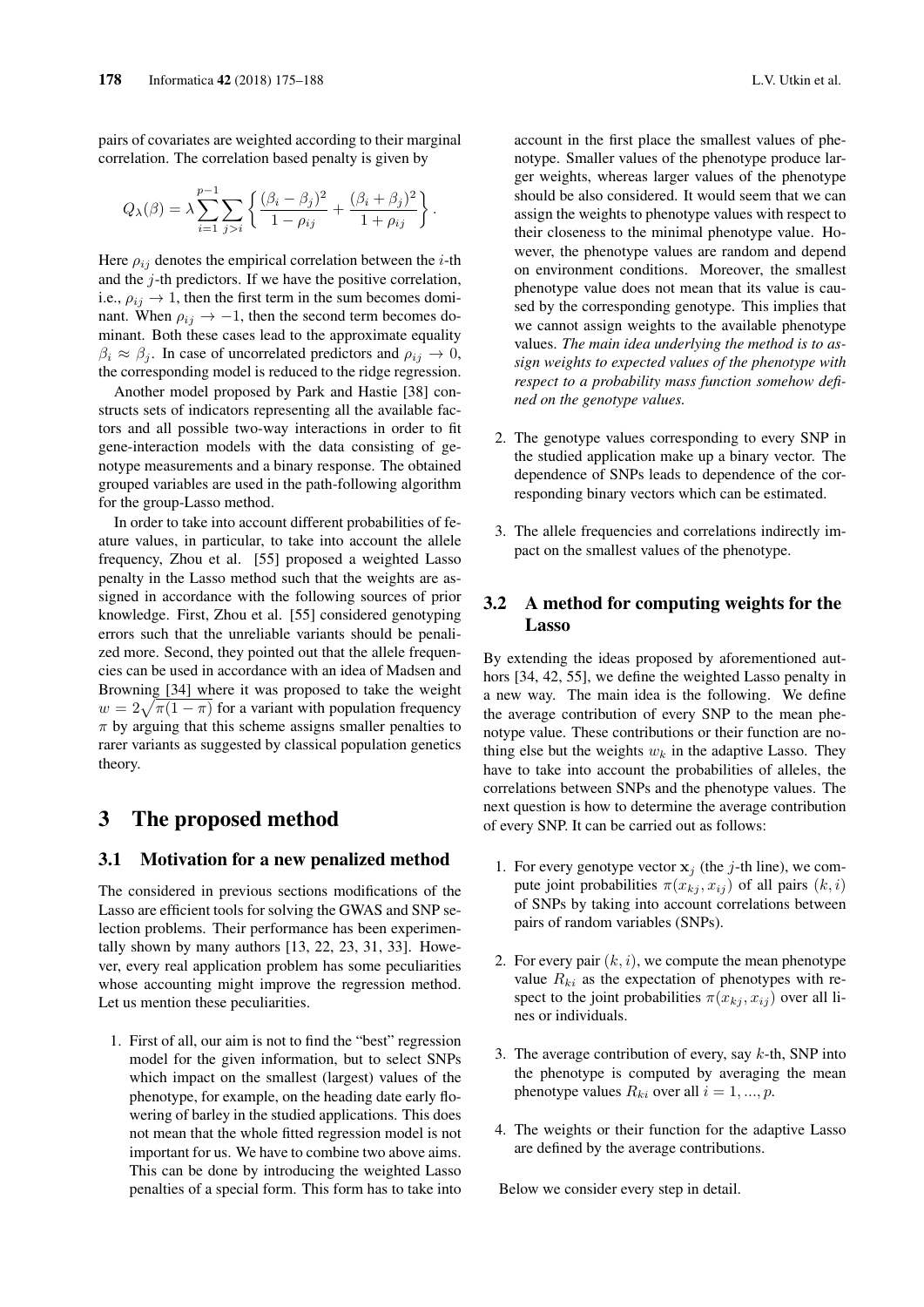pairs of covariates are weighted according to their marginal correlation. The correlation based penalty is given by

$$Q_{\lambda}(\beta) = \lambda \sum_{i=1}^{p-1} \sum_{j>i} \left\{ \frac{(\beta_i - \beta_j)^2}{1-\rho_{ij}} + \frac{(\beta_i + \beta_j)^2}{1+\rho_{ij}} \right\}.$$

Here $\rho_{ij}$ denotes the empirical correlation between the $i$-th and the $j$-th predictors. If we have the positive correlation, i.e., $\rho_{ij} \to 1$, then the first term in the sum becomes dominant. When $\rho_{ij} \to -1$, then the second term becomes dominant. Both these cases lead to the approximate equality $\beta_i \approx \beta_j$. In case of uncorrelated predictors and $\rho_{ij} \to 0$, the corresponding model is reduced to the ridge regression.

Another model proposed by Park and Hastie [38] constructs sets of indicators representing all the available factors and all possible two-way interactions in order to fit gene-interaction models with the data consisting of genotype measurements and a binary response. The obtained grouped variables are used in the path-following algorithm for the group-Lasso method.

In order to take into account different probabilities of feature values, in particular, to take into account the allele frequency, Zhou et al. [55] proposed a weighted Lasso penalty in the Lasso method such that the weights are assigned in accordance with the following sources of prior knowledge. First, Zhou et al. [55] considered genotyping errors such that the unreliable variants should be penalized more. Second, they pointed out that the allele frequencies can be used in accordance with an idea of Madsen and Browning [34] where it was proposed to take the weight $w = 2\sqrt{\pi(1-\pi)}$ for a variant with population frequency $\pi$ by arguing that this scheme assigns smaller penalties to rarer variants as suggested by classical population genetics theory.

# 3 The proposed method

## 3.1 Motivation for a new penalized method

The considered in previous sections modifications of the Lasso are efficient tools for solving the GWAS and SNP selection problems. Their performance has been experimentally shown by many authors [13, 22, 23, 31, 33]. However, every real application problem has some peculiarities whose accounting might improve the regression method. Let us mention these peculiarities.

1. First of all, our aim is not to find the "best" regression model for the given information, but to select SNPs which impact on the smallest (largest) values of the phenotype, for example, on the heading date early flowering of barley in the studied applications. This does not mean that the whole fitted regression model is not important for us. We have to combine two above aims. This can be done by introducing the weighted Lasso penalties of a special form. This form has to take into account in the first place the smallest values of phenotype. Smaller values of the phenotype produce larger weights, whereas larger values of the phenotype should be also considered. It would seem that we can assign the weights to phenotype values with respect to their closeness to the minimal phenotype value. However, the phenotype values are random and depend on environment conditions. Moreover, the smallest phenotype value does not mean that its value is caused by the corresponding genotype. This implies that we cannot assign weights to the available phenotype values. *The main idea underlying the method is to assign weights to expected values of the phenotype with respect to a probability mass function somehow defined on the genotype values.*

2. The genotype values corresponding to every SNP in the studied application make up a binary vector. The dependence of SNPs leads to dependence of the corresponding binary vectors which can be estimated.

3. The allele frequencies and correlations indirectly impact on the smallest values of the phenotype.

## 3.2 A method for computing weights for the Lasso

By extending the ideas proposed by aforementioned authors [34, 42, 55], we define the weighted Lasso penalty in a new way. The main idea is the following. We define the average contribution of every SNP to the mean phenotype value. These contributions or their function are nothing else but the weights $w_k$ in the adaptive Lasso. They have to take into account the probabilities of alleles, the correlations between SNPs and the phenotype values. The next question is how to determine the average contribution of every SNP. It can be carried out as follows:

1. For every genotype vector $\mathbf{x}_j$ (the $j$-th line), we compute joint probabilities $\pi(x_{kj}, x_{ij})$ of all pairs $(k, i)$ of SNPs by taking into account correlations between pairs of random variables (SNPs).

2. For every pair $(k, i)$, we compute the mean phenotype value $R_{ki}$ as the expectation of phenotypes with respect to the joint probabilities $\pi(x_{kj}, x_{ij})$ over all lines or individuals.

3. The average contribution of every, say $k$-th, SNP into the phenotype is computed by averaging the mean phenotype values $R_{ki}$ over all $i = 1, ..., p$.

4. The weights or their function for the adaptive Lasso are defined by the average contributions.

Below we consider every step in detail.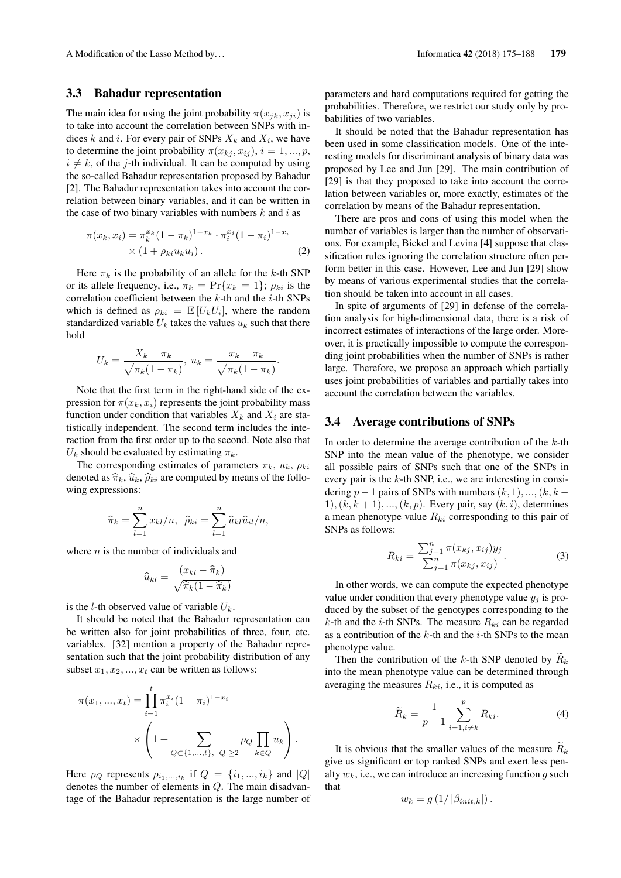### 3.3 Bahadur representation

The main idea for using the joint probability $\pi(x_{jk}, x_{ji})$ is to take into account the correlation between SNPs with indices $k$ and $i$. For every pair of SNPs $X_k$ and $X_i$, we have to determine the joint probability $\pi(x_{kj}, x_{ij})$, $i = 1, ..., p$, $i \neq k$, of the $j$-th individual. It can be computed by using the so-called Bahadur representation proposed by Bahadur [2]. The Bahadur representation takes into account the correlation between binary variables, and it can be written in the case of two binary variables with numbers $k$ and $i$ as

$$\pi(x_k, x_i) = \pi_k^{x_k}(1-\pi_k)^{1-x_k} \cdot \pi_i^{x_i}(1-\pi_i)^{1-x_i} \times (1 + \rho_{ki} u_k u_i). \tag{2}$$

Here $\pi_k$ is the probability of an allele for the $k$-th SNP or its allele frequency, i.e., $\pi_k = \Pr\{x_k = 1\}$; $\rho_{ki}$ is the correlation coefficient between the $k$-th and the $i$-th SNPs which is defined as $\rho_{ki} = \mathbb{E}[U_k U_i]$, where the random standardized variable $U_k$ takes the values $u_k$ such that there hold

$$U_k = \frac{X_k - \pi_k}{\sqrt{\pi_k(1-\pi_k)}},\ u_k = \frac{x_k - \pi_k}{\sqrt{\pi_k(1-\pi_k)}}.$$

Note that the first term in the right-hand side of the expression for $\pi(x_k, x_i)$ represents the joint probability mass function under condition that variables $X_k$ and $X_i$ are statistically independent. The second term includes the interaction from the first order up to the second. Note also that $U_k$ should be evaluated by estimating $\pi_k$.

The corresponding estimates of parameters $\pi_k$, $u_k$, $\rho_{ki}$ denoted as $\widehat{\pi}_k$, $\widehat{u}_k$, $\widehat{\rho}_{ki}$ are computed by means of the following expressions:

$$\widehat{\pi}_k = \sum_{l=1}^{n} x_{kl}/n,\ \ \widehat{\rho}_{ki} = \sum_{l=1}^{n} \widehat{u}_{kl}\widehat{u}_{il}/n,$$

where $n$ is the number of individuals and

$$\widehat{u}_{kl} = \frac{(x_{kl} - \widehat{\pi}_k)}{\sqrt{\widehat{\pi}_k(1-\widehat{\pi}_k)}}$$

is the $l$-th observed value of variable $U_k$.

It should be noted that the Bahadur representation can be written also for joint probabilities of three, four, etc. variables. [32] mention a property of the Bahadur representation such that the joint probability distribution of any subset $x_1, x_2, ..., x_t$ can be written as follows:

$$\pi(x_1, ..., x_t) = \prod_{i=1}^{t} \pi_i^{x_i}(1-\pi_i)^{1-x_i} \times \left(1 + \sum_{Q \subset \{1,...,t\},\ |Q| \geq 2} \rho_Q \prod_{k \in Q} u_k\right).$$

Here $\rho_Q$ represents $\rho_{i_1,...,i_k}$ if $Q = \{i_1, ..., i_k\}$ and $|Q|$ denotes the number of elements in $Q$. The main disadvantage of the Bahadur representation is the large number of parameters and hard computations required for getting the probabilities. Therefore, we restrict our study only by probabilities of two variables.

It should be noted that the Bahadur representation has been used in some classification models. One of the interesting models for discriminant analysis of binary data was proposed by Lee and Jun [29]. The main contribution of [29] is that they proposed to take into account the correlation between variables or, more exactly, estimates of the correlation by means of the Bahadur representation.

There are pros and cons of using this model when the number of variables is larger than the number of observations. For example, Bickel and Levina [4] suppose that classification rules ignoring the correlation structure often perform better in this case. However, Lee and Jun [29] show by means of various experimental studies that the correlation should be taken into account in all cases.

In spite of arguments of [29] in defense of the correlation analysis for high-dimensional data, there is a risk of incorrect estimates of interactions of the large order. Moreover, it is practically impossible to compute the corresponding joint probabilities when the number of SNPs is rather large. Therefore, we propose an approach which partially uses joint probabilities of variables and partially takes into account the correlation between the variables.

### 3.4 Average contributions of SNPs

In order to determine the average contribution of the $k$-th SNP into the mean value of the phenotype, we consider all possible pairs of SNPs such that one of the SNPs in every pair is the $k$-th SNP, i.e., we are interesting in considering $p-1$ pairs of SNPs with numbers $(k,1), ..., (k, k-1), (k, k+1), ..., (k, p)$. Every pair, say $(k, i)$, determines a mean phenotype value $R_{ki}$ corresponding to this pair of SNPs as follows:

$$R_{ki} = \frac{\sum_{j=1}^{n} \pi(x_{kj}, x_{ij}) y_j}{\sum_{j=1}^{n} \pi(x_{kj}, x_{ij})}. \tag{3}$$

In other words, we can compute the expected phenotype value under condition that every phenotype value $y_j$ is produced by the subset of the genotypes corresponding to the $k$-th and the $i$-th SNPs. The measure $R_{ki}$ can be regarded as a contribution of the $k$-th and the $i$-th SNPs to the mean phenotype value.

Then the contribution of the $k$-th SNP denoted by $\widetilde{R}_k$ into the mean phenotype value can be determined through averaging the measures $R_{ki}$, i.e., it is computed as

$$\widetilde{R}_k = \frac{1}{p-1} \sum_{i=1, i \neq k}^{p} R_{ki}. \tag{4}$$

It is obvious that the smaller values of the measure $\widetilde{R}_k$ give us significant or top ranked SNPs and exert less penalty $w_k$, i.e., we can introduce an increasing function $g$ such that

$$w_k = g\left(1/\left|\beta_{init,k}\right|\right).$$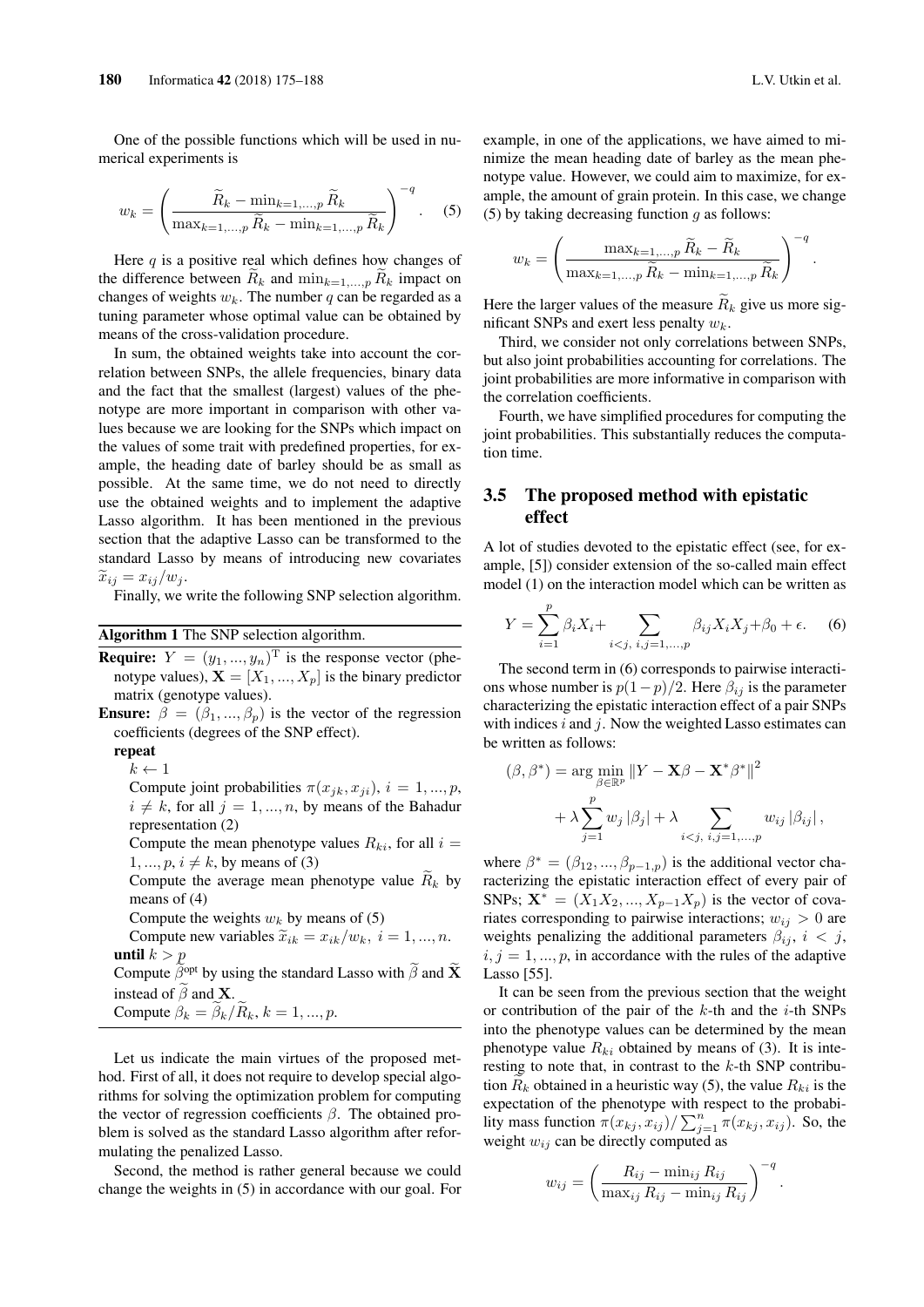One of the possible functions which will be used in numerical experiments is

$$w_k = \left( \frac{\widetilde{R}_k - \min_{k=1,...,p} \widetilde{R}_k}{\max_{k=1,...,p} \widetilde{R}_k - \min_{k=1,...,p} \widetilde{R}_k} \right)^{-q}. \quad (5)$$

Here $q$ is a positive real which defines how changes of the difference between $\widetilde{R}_k$ and $\min_{k=1,...,p} \widetilde{R}_k$ impact on changes of weights $w_k$. The number $q$ can be regarded as a tuning parameter whose optimal value can be obtained by means of the cross-validation procedure.

In sum, the obtained weights take into account the correlation between SNPs, the allele frequencies, binary data and the fact that the smallest (largest) values of the phenotype are more important in comparison with other values because we are looking for the SNPs which impact on the values of some trait with predefined properties, for example, the heading date of barley should be as small as possible. At the same time, we do not need to directly use the obtained weights and to implement the adaptive Lasso algorithm. It has been mentioned in the previous section that the adaptive Lasso can be transformed to the standard Lasso by means of introducing new covariates $\widetilde{x}_{ij} = x_{ij}/w_j$.

Finally, we write the following SNP selection algorithm.

**Algorithm 1** The SNP selection algorithm.

**Require:** $Y = (y_1, ..., y_n)^{\mathrm{T}}$ is the response vector (phenotype values), $\mathbf{X} = [X_1, ..., X_p]$ is the binary predictor matrix (genotype values).

**Ensure:** $\beta = (\beta_1, ..., \beta_p)$ is the vector of the regression coefficients (degrees of the SNP effect).

**repeat**

- $k \leftarrow 1$
- Compute joint probabilities $\pi(x_{jk}, x_{ji})$, $i = 1, ..., p$, $i \neq k$, for all $j = 1, ..., n$, by means of the Bahadur representation (2)
- Compute the mean phenotype values $R_{ki}$, for all $i = 1, ..., p$, $i \neq k$, by means of (3)
- Compute the average mean phenotype value $\widetilde{R}_k$ by means of (4)
- Compute the weights $w_k$ by means of (5)
- Compute new variables $\widetilde{x}_{ik} = x_{ik}/w_k$, $i = 1, ..., n$.

**until** $k > p$

Compute $\widetilde{\beta}^{\text{opt}}$ by using the standard Lasso with $\widetilde{\beta}$ and $\widetilde{\mathbf{X}}$ instead of $\widetilde{\beta}$ and $\mathbf{X}$.

Compute $\beta_k = \widetilde{\beta}_k/\widetilde{R}_k$, $k = 1, ..., p$.

Let us indicate the main virtues of the proposed method. First of all, it does not require to develop special algorithms for solving the optimization problem for computing the vector of regression coefficients $\beta$. The obtained problem is solved as the standard Lasso algorithm after reformulating the penalized Lasso.

Second, the method is rather general because we could change the weights in (5) in accordance with our goal. For example, in one of the applications, we have aimed to minimize the mean heading date of barley as the mean phenotype value. However, we could aim to maximize, for example, the amount of grain protein. In this case, we change (5) by taking decreasing function $g$ as follows:

$$w_k = \left( \frac{\max_{k=1,...,p} \widetilde{R}_k - \widetilde{R}_k}{\max_{k=1,...,p} \widetilde{R}_k - \min_{k=1,...,p} \widetilde{R}_k} \right)^{-q}.$$

Here the larger values of the measure $\widetilde{R}_k$ give us more significant SNPs and exert less penalty $w_k$.

Third, we consider not only correlations between SNPs, but also joint probabilities accounting for correlations. The joint probabilities are more informative in comparison with the correlation coefficients.

Fourth, we have simplified procedures for computing the joint probabilities. This substantially reduces the computation time.

### 3.5 The proposed method with epistatic effect

A lot of studies devoted to the epistatic effect (see, for example, [5]) consider extension of the so-called main effect model (1) on the interaction model which can be written as

$$Y = \sum_{i=1}^{p} \beta_i X_i + \sum_{i<j,\ i,j=1,...,p} \beta_{ij} X_i X_j + \beta_0 + \epsilon. \quad (6)$$

The second term in (6) corresponds to pairwise interactions whose number is $p(1-p)/2$. Here $\beta_{ij}$ is the parameter characterizing the epistatic interaction effect of a pair SNPs with indices $i$ and $j$. Now the weighted Lasso estimates can be written as follows:

$$(\beta, \beta^*) = \arg\min_{\beta \in \mathbb{R}^p} \|Y - \mathbf{X}\beta - \mathbf{X}^*\beta^*\|^2 + \lambda \sum_{j=1}^{p} w_j |\beta_j| + \lambda \sum_{i<j,\ i,j=1,...,p} w_{ij} |\beta_{ij}|,$$

where $\beta^* = (\beta_{12}, ..., \beta_{p-1,p})$ is the additional vector characterizing the epistatic interaction effect of every pair of SNPs; $\mathbf{X}^* = (X_1X_2, ..., X_{p-1}X_p)$ is the vector of covariates corresponding to pairwise interactions; $w_{ij} > 0$ are weights penalizing the additional parameters $\beta_{ij}$, $i < j$, $i, j = 1, ..., p$, in accordance with the rules of the adaptive Lasso [55].

It can be seen from the previous section that the weight or contribution of the pair of the $k$-th and the $i$-th SNPs into the phenotype values can be determined by the mean phenotype value $R_{ki}$ obtained by means of (3). It is interesting to note that, in contrast to the $k$-th SNP contribution $\widetilde{R}_k$ obtained in a heuristic way (5), the value $R_{ki}$ is the expectation of the phenotype with respect to the probability mass function $\pi(x_{kj}, x_{ij})/\sum_{j=1}^{n} \pi(x_{kj}, x_{ij})$. So, the weight $w_{ij}$ can be directly computed as

$$w_{ij} = \left( \frac{R_{ij} - \min_{ij} R_{ij}}{\max_{ij} R_{ij} - \min_{ij} R_{ij}} \right)^{-q}.$$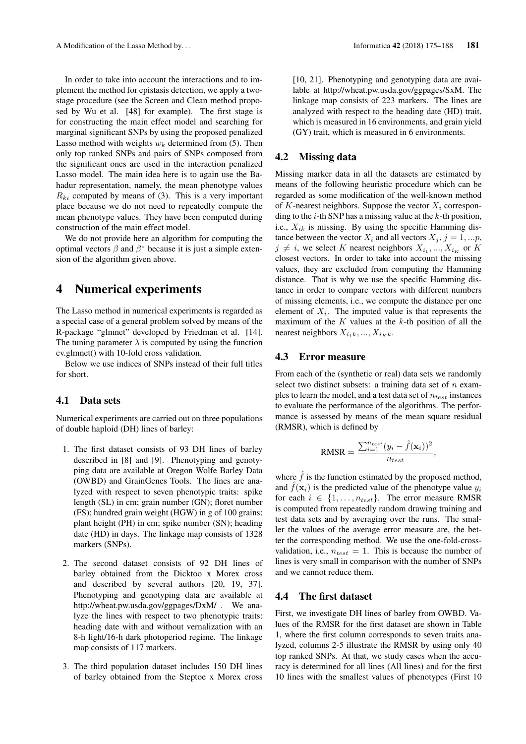In order to take into account the interactions and to implement the method for epistasis detection, we apply a two-stage procedure (see the Screen and Clean method proposed by Wu et al. [48] for example). The first stage is for constructing the main effect model and searching for marginal significant SNPs by using the proposed penalized Lasso method with weights $w_k$ determined from (5). Then only top ranked SNPs and pairs of SNPs composed from the significant ones are used in the interaction penalized Lasso model. The main idea here is to again use the Bahadur representation, namely, the mean phenotype values $R_{ki}$ computed by means of (3). This is a very important place because we do not need to repeatedly compute the mean phenotype values. They have been computed during construction of the main effect model.

We do not provide here an algorithm for computing the optimal vectors $\beta$ and $\beta^*$ because it is just a simple extension of the algorithm given above.

# 4 Numerical experiments

The Lasso method in numerical experiments is regarded as a special case of a general problem solved by means of the R-package "glmnet" developed by Friedman et al. [14]. The tuning parameter $\lambda$ is computed by using the function cv.glmnet() with 10-fold cross validation.

Below we use indices of SNPs instead of their full titles for short.

## 4.1 Data sets

Numerical experiments are carried out on three populations of double haploid (DH) lines of barley:

1. The first dataset consists of 93 DH lines of barley described in [8] and [9]. Phenotyping and genotyping data are available at Oregon Wolfe Barley Data (OWBD) and GrainGenes Tools. The lines are analyzed with respect to seven phenotypic traits: spike length (SL) in cm; grain number (GN); floret number (FS); hundred grain weight (HGW) in g of 100 grains; plant height (PH) in cm; spike number (SN); heading date (HD) in days. The linkage map consists of 1328 markers (SNPs).

2. The second dataset consists of 92 DH lines of barley obtained from the Dicktoo x Morex cross and described by several authors [20, 19, 37]. Phenotyping and genotyping data are available at http://wheat.pw.usda.gov/ggpages/DxM/ . We analyze the lines with respect to two phenotypic traits: heading date with and without vernalization with an 8-h light/16-h dark photoperiod regime. The linkage map consists of 117 markers.

3. The third population dataset includes 150 DH lines of barley obtained from the Steptoe x Morex cross [10, 21]. Phenotyping and genotyping data are available at http://wheat.pw.usda.gov/ggpages/SxM. The linkage map consists of 223 markers. The lines are analyzed with respect to the heading date (HD) trait, which is measured in 16 environments, and grain yield (GY) trait, which is measured in 6 environments.

## 4.2 Missing data

Missing marker data in all the datasets are estimated by means of the following heuristic procedure which can be regarded as some modification of the well-known method of $K$-nearest neighbors. Suppose the vector $X_i$ corresponding to the $i$-th SNP has a missing value at the $k$-th position, i.e., $X_{ik}$ is missing. By using the specific Hamming distance between the vector $X_i$ and all vectors $X_j$, $j = 1, ...p$, $j \neq i$, we select $K$ nearest neighbors $X_{i_1}, ..., X_{i_K}$ or $K$ closest vectors. In order to take into account the missing values, they are excluded from computing the Hamming distance. That is why we use the specific Hamming distance in order to compare vectors with different numbers of missing elements, i.e., we compute the distance per one element of $X_i$. The imputed value is that represents the maximum of the $K$ values at the $k$-th position of all the nearest neighbors $X_{i_1 k}, ..., X_{i_K k}$.

## 4.3 Error measure

From each of the (synthetic or real) data sets we randomly select two distinct subsets: a training data set of $n$ examples to learn the model, and a test data set of $n_{test}$ instances to evaluate the performance of the algorithms. The performance is assessed by means of the mean square residual (RMSR), which is defined by

$$\text{RMSR} = \frac{\sum_{i=1}^{n_{test}} (y_i - \hat{f}(\mathbf{x}_i))^2}{n_{test}},$$

where $\hat{f}$ is the function estimated by the proposed method, and $\hat{f}(\mathbf{x}_i)$ is the predicted value of the phenotype value $y_i$ for each $i \in \{1, \dots, n_{test}\}$. The error measure RMSR is computed from repeatedly random drawing training and test data sets and by averaging over the runs. The smaller the values of the average error measure are, the better the corresponding method. We use the one-fold-cross-validation, i.e., $n_{test} = 1$. This is because the number of lines is very small in comparison with the number of SNPs and we cannot reduce them.

## 4.4 The first dataset

First, we investigate DH lines of barley from OWBD. Values of the RMSR for the first dataset are shown in Table 1, where the first column corresponds to seven traits analyzed, columns 2-5 illustrate the RMSR by using only 40 top ranked SNPs. At that, we study cases when the accuracy is determined for all lines (All lines) and for the first 10 lines with the smallest values of phenotypes (First 10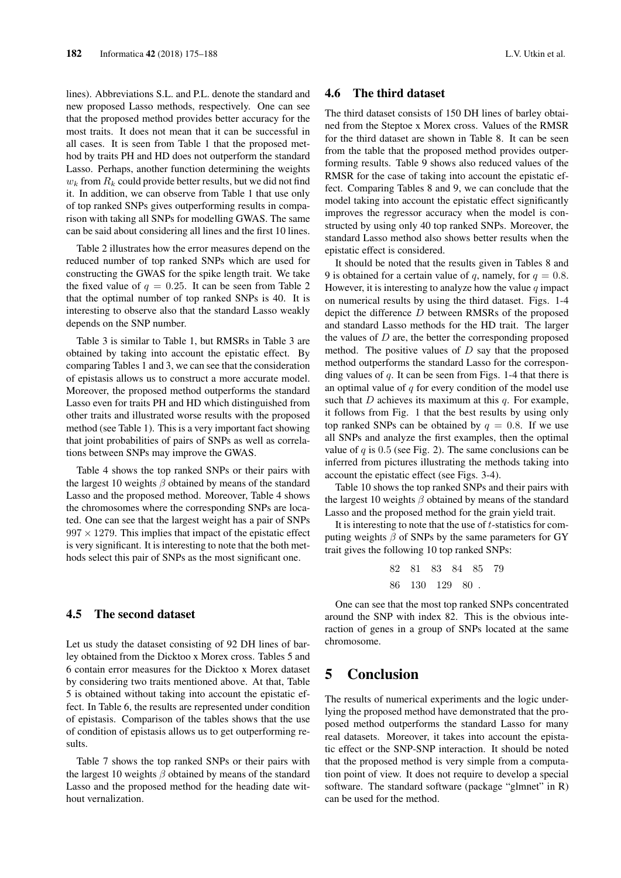lines). Abbreviations S.L. and P.L. denote the standard and new proposed Lasso methods, respectively. One can see that the proposed method provides better accuracy for the most traits. It does not mean that it can be successful in all cases. It is seen from Table 1 that the proposed method by traits PH and HD does not outperform the standard Lasso. Perhaps, another function determining the weights $w_k$ from $R_k$ could provide better results, but we did not find it. In addition, we can observe from Table 1 that use only of top ranked SNPs gives outperforming results in comparison with taking all SNPs for modelling GWAS. The same can be said about considering all lines and the first 10 lines.

Table 2 illustrates how the error measures depend on the reduced number of top ranked SNPs which are used for constructing the GWAS for the spike length trait. We take the fixed value of $q = 0.25$. It can be seen from Table 2 that the optimal number of top ranked SNPs is 40. It is interesting to observe also that the standard Lasso weakly depends on the SNP number.

Table 3 is similar to Table 1, but RMSRs in Table 3 are obtained by taking into account the epistatic effect. By comparing Tables 1 and 3, we can see that the consideration of epistasis allows us to construct a more accurate model. Moreover, the proposed method outperforms the standard Lasso even for traits PH and HD which distinguished from other traits and illustrated worse results with the proposed method (see Table 1). This is a very important fact showing that joint probabilities of pairs of SNPs as well as correlations between SNPs may improve the GWAS.

Table 4 shows the top ranked SNPs or their pairs with the largest 10 weights $\beta$ obtained by means of the standard Lasso and the proposed method. Moreover, Table 4 shows the chromosomes where the corresponding SNPs are located. One can see that the largest weight has a pair of SNPs $997 \times 1279$. This implies that impact of the epistatic effect is very significant. It is interesting to note that the both methods select this pair of SNPs as the most significant one.

## 4.5 The second dataset

Let us study the dataset consisting of 92 DH lines of barley obtained from the Dicktoo x Morex cross. Tables 5 and 6 contain error measures for the Dicktoo x Morex dataset by considering two traits mentioned above. At that, Table 5 is obtained without taking into account the epistatic effect. In Table 6, the results are represented under condition of epistasis. Comparison of the tables shows that the use of condition of epistasis allows us to get outperforming results.

Table 7 shows the top ranked SNPs or their pairs with the largest 10 weights $\beta$ obtained by means of the standard Lasso and the proposed method for the heading date without vernalization.

## 4.6 The third dataset

The third dataset consists of 150 DH lines of barley obtained from the Steptoe x Morex cross. Values of the RMSR for the third dataset are shown in Table 8. It can be seen from the table that the proposed method provides outperforming results. Table 9 shows also reduced values of the RMSR for the case of taking into account the epistatic effect. Comparing Tables 8 and 9, we can conclude that the model taking into account the epistatic effect significantly improves the regressor accuracy when the model is constructed by using only 40 top ranked SNPs. Moreover, the standard Lasso method also shows better results when the epistatic effect is considered.

It should be noted that the results given in Tables 8 and 9 is obtained for a certain value of $q$, namely, for $q = 0.8$. However, it is interesting to analyze how the value $q$ impact on numerical results by using the third dataset. Figs. 1-4 depict the difference $D$ between RMSRs of the proposed and standard Lasso methods for the HD trait. The larger the values of $D$ are, the better the corresponding proposed method. The positive values of $D$ say that the proposed method outperforms the standard Lasso for the corresponding values of $q$. It can be seen from Figs. 1-4 that there is an optimal value of $q$ for every condition of the model use such that $D$ achieves its maximum at this $q$. For example, it follows from Fig. 1 that the best results by using only top ranked SNPs can be obtained by $q = 0.8$. If we use all SNPs and analyze the first examples, then the optimal value of $q$ is $0.5$ (see Fig. 2). The same conclusions can be inferred from pictures illustrating the methods taking into account the epistatic effect (see Figs. 3-4).

Table 10 shows the top ranked SNPs and their pairs with the largest 10 weights $\beta$ obtained by means of the standard Lasso and the proposed method for the grain yield trait.

It is interesting to note that the use of $t$-statistics for computing weights $\beta$ of SNPs by the same parameters for GY trait gives the following 10 top ranked SNPs:

$$
\begin{array}{cccccc}
82 & 81 & 83 & 84 & 85 & 79 \\
86 & 130 & 129 & 80 & . &
\end{array}
$$

One can see that the most top ranked SNPs concentrated around the SNP with index 82. This is the obvious interaction of genes in a group of SNPs located at the same chromosome.

# 5 Conclusion

The results of numerical experiments and the logic underlying the proposed method have demonstrated that the proposed method outperforms the standard Lasso for many real datasets. Moreover, it takes into account the epistatic effect or the SNP-SNP interaction. It should be noted that the proposed method is very simple from a computation point of view. It does not require to develop a special software. The standard software (package "glmnet" in R) can be used for the method.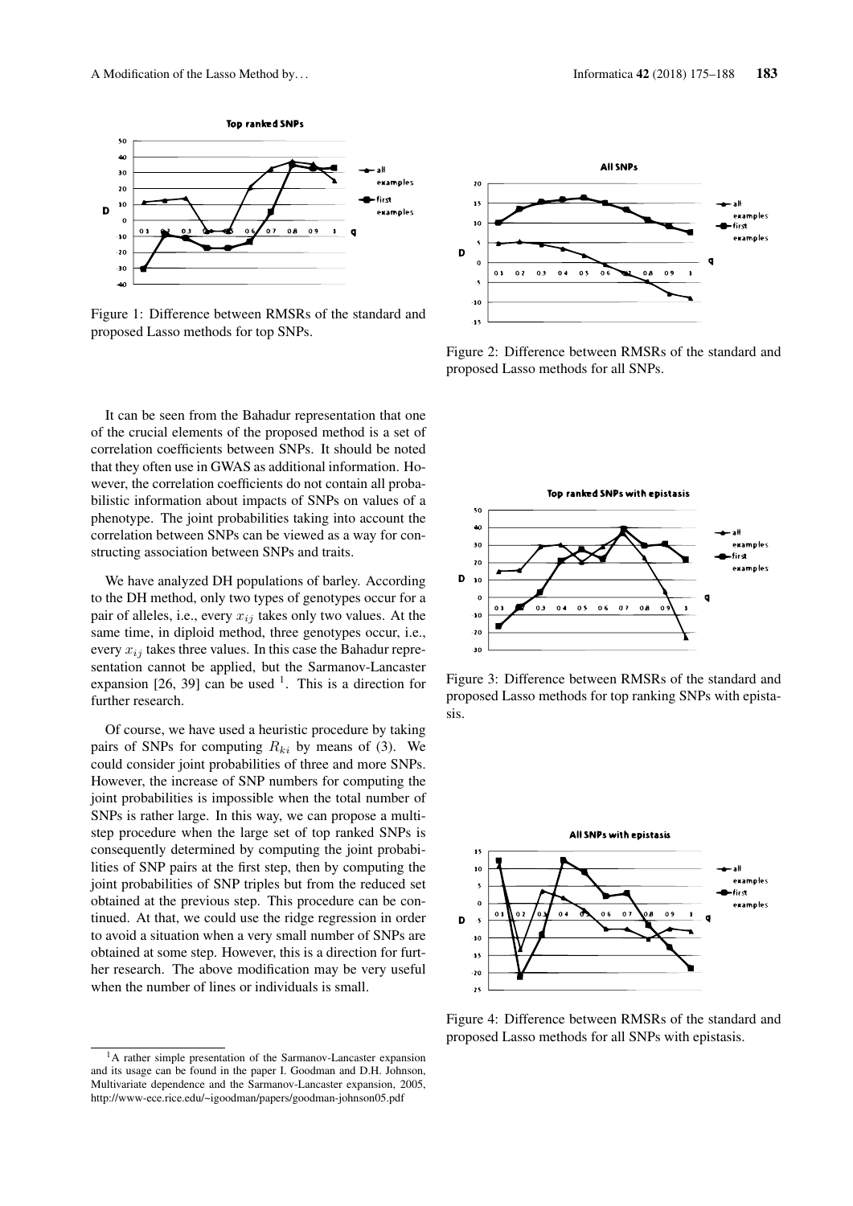Figure 1: Difference between RMSRs of the standard and proposed Lasso methods for top SNPs.

Figure 2: Difference between RMSRs of the standard and proposed Lasso methods for all SNPs.

It can be seen from the Bahadur representation that one of the crucial elements of the proposed method is a set of correlation coefficients between SNPs. It should be noted that they often use in GWAS as additional information. However, the correlation coefficients do not contain all probabilistic information about impacts of SNPs on values of a phenotype. The joint probabilities taking into account the correlation between SNPs can be viewed as a way for constructing association between SNPs and traits.

We have analyzed DH populations of barley. According to the DH method, only two types of genotypes occur for a pair of alleles, i.e., every $x_{ij}$ takes only two values. At the same time, in diploid method, three genotypes occur, i.e., every $x_{ij}$ takes three values. In this case the Bahadur representation cannot be applied, but the Sarmanov-Lancaster expansion [26, 39] can be used [1]. This is a direction for further research.

Of course, we have used a heuristic procedure by taking pairs of SNPs for computing $R_{ki}$ by means of (3). We could consider joint probabilities of three and more SNPs. However, the increase of SNP numbers for computing the joint probabilities is impossible when the total number of SNPs is rather large. In this way, we can propose a multi-step procedure when the large set of top ranked SNPs is consequently determined by computing the joint probabilities of SNP pairs at the first step, then by computing the joint probabilities of SNP triples but from the reduced set obtained at the previous step. This procedure can be continued. At that, we could use the ridge regression in order to avoid a situation when a very small number of SNPs are obtained at some step. However, this is a direction for further research. The above modification may be very useful when the number of lines or individuals is small.

Figure 3: Difference between RMSRs of the standard and proposed Lasso methods for top ranking SNPs with epistasis.

Figure 4: Difference between RMSRs of the standard and proposed Lasso methods for all SNPs with epistasis.

[1] A rather simple presentation of the Sarmanov-Lancaster expansion and its usage can be found in the paper I. Goodman and D.H. Johnson, Multivariate dependence and the Sarmanov-Lancaster expansion, 2005, http://www-ece.rice.edu/~igoodman/papers/goodman-johnson05.pdf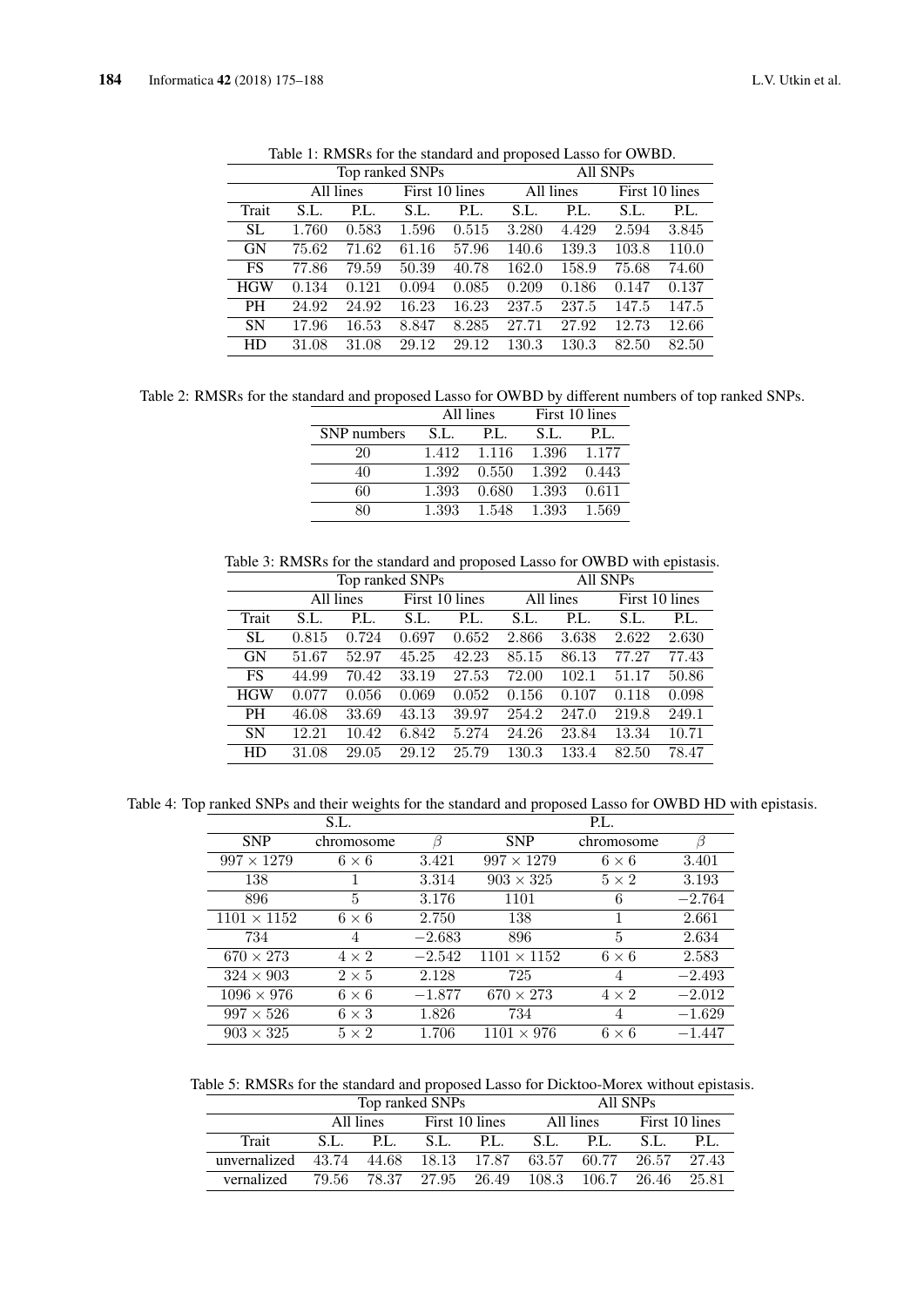Table 1: RMSRs for the standard and proposed Lasso for OWBD.

| | Top ranked SNPs | | | | All SNPs | | | |
|---|---|---|---|---|---|---|---|---|
| | All lines | | First 10 lines | | All lines | | First 10 lines | |
| Trait | S.L. | P.L. | S.L. | P.L. | S.L. | P.L. | S.L. | P.L. |
| SL | 1.760 | 0.583 | 1.596 | 0.515 | 3.280 | 4.429 | 2.594 | 3.845 |
| GN | 75.62 | 71.62 | 61.16 | 57.96 | 140.6 | 139.3 | 103.8 | 110.0 |
| FS | 77.86 | 79.59 | 50.39 | 40.78 | 162.0 | 158.9 | 75.68 | 74.60 |
| HGW | 0.134 | 0.121 | 0.094 | 0.085 | 0.209 | 0.186 | 0.147 | 0.137 |
| PH | 24.92 | 24.92 | 16.23 | 16.23 | 237.5 | 237.5 | 147.5 | 147.5 |
| SN | 17.96 | 16.53 | 8.847 | 8.285 | 27.71 | 27.92 | 12.73 | 12.66 |
| HD | 31.08 | 31.08 | 29.12 | 29.12 | 130.3 | 130.3 | 82.50 | 82.50 |

Table 2: RMSRs for the standard and proposed Lasso for OWBD by different numbers of top ranked SNPs.

| | All lines | | First 10 lines | |
|---|---|---|---|---|
| SNP numbers | S.L. | P.L. | S.L. | P.L. |
| 20 | 1.412 | 1.116 | 1.396 | 1.177 |
| 40 | 1.392 | 0.550 | 1.392 | 0.443 |
| 60 | 1.393 | 0.680 | 1.393 | 0.611 |
| 80 | 1.393 | 1.548 | 1.393 | 1.569 |

Table 3: RMSRs for the standard and proposed Lasso for OWBD with epistasis.

| | Top ranked SNPs | | | | All SNPs | | | |
|---|---|---|---|---|---|---|---|---|
| | All lines | | First 10 lines | | All lines | | First 10 lines | |
| Trait | S.L. | P.L. | S.L. | P.L. | S.L. | P.L. | S.L. | P.L. |
| SL | 0.815 | 0.724 | 0.697 | 0.652 | 2.866 | 3.638 | 2.622 | 2.630 |
| GN | 51.67 | 52.97 | 45.25 | 42.23 | 85.15 | 86.13 | 77.27 | 77.43 |
| FS | 44.99 | 70.42 | 33.19 | 27.53 | 72.00 | 102.1 | 51.17 | 50.86 |
| HGW | 0.077 | 0.056 | 0.069 | 0.052 | 0.156 | 0.107 | 0.118 | 0.098 |
| PH | 46.08 | 33.69 | 43.13 | 39.97 | 254.2 | 247.0 | 219.8 | 249.1 |
| SN | 12.21 | 10.42 | 6.842 | 5.274 | 24.26 | 23.84 | 13.34 | 10.71 |
| HD | 31.08 | 29.05 | 29.12 | 25.79 | 130.3 | 133.4 | 82.50 | 78.47 |

Table 4: Top ranked SNPs and their weights for the standard and proposed Lasso for OWBD HD with epistasis.

| S.L. | | | P.L. | | |
|---|---|---|---|---|---|
| SNP | chromosome | $\beta$ | SNP | chromosome | $\beta$ |
| $997 \times 1279$ | $6 \times 6$ | 3.421 | $997 \times 1279$ | $6 \times 6$ | 3.401 |
| 138 | 1 | 3.314 | $903 \times 325$ | $5 \times 2$ | 3.193 |
| 896 | 5 | 3.176 | 1101 | 6 | $-2.764$ |
| $1101 \times 1152$ | $6 \times 6$ | 2.750 | 138 | 1 | 2.661 |
| 734 | 4 | $-2.683$ | 896 | 5 | 2.634 |
| $670 \times 273$ | $4 \times 2$ | $-2.542$ | $1101 \times 1152$ | $6 \times 6$ | 2.583 |
| $324 \times 903$ | $2 \times 5$ | 2.128 | 725 | 4 | $-2.493$ |
| $1096 \times 976$ | $6 \times 6$ | $-1.877$ | $670 \times 273$ | $4 \times 2$ | $-2.012$ |
| $997 \times 526$ | $6 \times 3$ | 1.826 | 734 | 4 | $-1.629$ |
| $903 \times 325$ | $5 \times 2$ | 1.706 | $1101 \times 976$ | $6 \times 6$ | $-1.447$ |

Table 5: RMSRs for the standard and proposed Lasso for Dicktoo-Morex without epistasis.

| | Top ranked SNPs | | | | All SNPs | | | |
|---|---|---|---|---|---|---|---|---|
| | All lines | | First 10 lines | | All lines | | First 10 lines | |
| Trait | S.L. | P.L. | S.L. | P.L. | S.L. | P.L. | S.L. | P.L. |
| unvernalized | 43.74 | 44.68 | 18.13 | 17.87 | 63.57 | 60.77 | 26.57 | 27.43 |
| vernalized | 79.56 | 78.37 | 27.95 | 26.49 | 108.3 | 106.7 | 26.46 | 25.81 |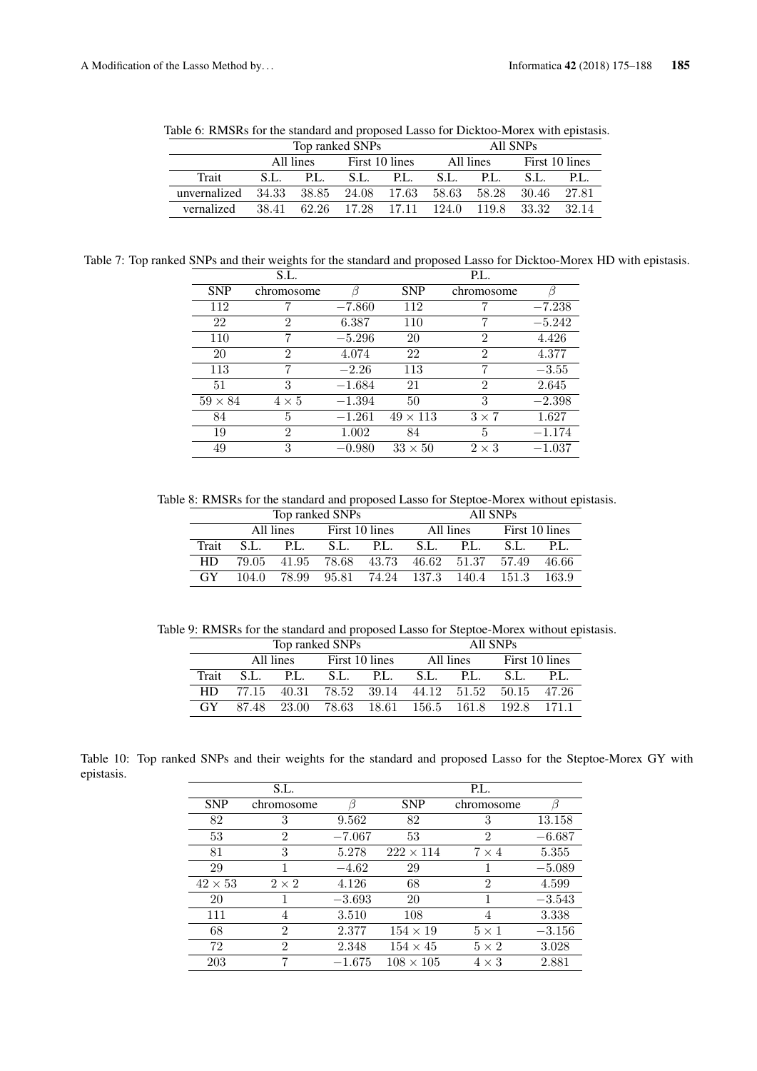Table 6: RMSRs for the standard and proposed Lasso for Dicktoo-Morex with epistasis.

| | Top ranked SNPs | | | | All SNPs | | | |
|---|---|---|---|---|---|---|---|---|
| | All lines | | First 10 lines | | All lines | | First 10 lines | |
| Trait | S.L. | P.L. | S.L. | P.L. | S.L. | P.L. | S.L. | P.L. |
| unvernalized | 34.33 | 38.85 | 24.08 | 17.63 | 58.63 | 58.28 | 30.46 | 27.81 |
| vernalized | 38.41 | 62.26 | 17.28 | 17.11 | 124.0 | 119.8 | 33.32 | 32.14 |

Table 7: Top ranked SNPs and their weights for the standard and proposed Lasso for Dicktoo-Morex HD with epistasis.

| S.L. | | | P.L. | | |
|---|---|---|---|---|---|
| SNP | chromosome | $\beta$ | SNP | chromosome | $\beta$ |
| 112 | 7 | $-7.860$ | 112 | 7 | $-7.238$ |
| 22 | 2 | 6.387 | 110 | 7 | $-5.242$ |
| 110 | 7 | $-5.296$ | 20 | 2 | 4.426 |
| 20 | 2 | 4.074 | 22 | 2 | 4.377 |
| 113 | 7 | $-2.26$ | 113 | 7 | $-3.55$ |
| 51 | 3 | $-1.684$ | 21 | 2 | 2.645 |
| $59 \times 84$ | $4 \times 5$ | $-1.394$ | 50 | 3 | $-2.398$ |
| 84 | 5 | $-1.261$ | $49 \times 113$ | $3 \times 7$ | 1.627 |
| 19 | 2 | 1.002 | 84 | 5 | $-1.174$ |
| 49 | 3 | $-0.980$ | $33 \times 50$ | $2 \times 3$ | $-1.037$ |

Table 8: RMSRs for the standard and proposed Lasso for Steptoe-Morex without epistasis.

| | Top ranked SNPs | | | | All SNPs | | | |
|---|---|---|---|---|---|---|---|---|
| | All lines | | First 10 lines | | All lines | | First 10 lines | |
| Trait | S.L. | P.L. | S.L. | P.L. | S.L. | P.L. | S.L. | P.L. |
| HD | 79.05 | 41.95 | 78.68 | 43.73 | 46.62 | 51.37 | 57.49 | 46.66 |
| GY | 104.0 | 78.99 | 95.81 | 74.24 | 137.3 | 140.4 | 151.3 | 163.9 |

Table 9: RMSRs for the standard and proposed Lasso for Steptoe-Morex without epistasis.

| | Top ranked SNPs | | | | All SNPs | | | |
|---|---|---|---|---|---|---|---|---|
| | All lines | | First 10 lines | | All lines | | First 10 lines | |
| Trait | S.L. | P.L. | S.L. | P.L. | S.L. | P.L. | S.L. | P.L. |
| HD | 77.15 | 40.31 | 78.52 | 39.14 | 44.12 | 51.52 | 50.15 | 47.26 |
| GY | 87.48 | 23.00 | 78.63 | 18.61 | 156.5 | 161.8 | 192.8 | 171.1 |

Table 10: Top ranked SNPs and their weights for the standard and proposed Lasso for the Steptoe-Morex GY with epistasis.

| S.L. | | | P.L. | | |
|---|---|---|---|---|---|
| SNP | chromosome | $\beta$ | SNP | chromosome | $\beta$ |
| 82 | 3 | 9.562 | 82 | 3 | 13.158 |
| 53 | 2 | $-7.067$ | 53 | 2 | $-6.687$ |
| 81 | 3 | 5.278 | $222 \times 114$ | $7 \times 4$ | 5.355 |
| 29 | 1 | $-4.62$ | 29 | 1 | $-5.089$ |
| $42 \times 53$ | $2 \times 2$ | 4.126 | 68 | 2 | 4.599 |
| 20 | 1 | $-3.693$ | 20 | 1 | $-3.543$ |
| 111 | 4 | 3.510 | 108 | 4 | 3.338 |
| 68 | 2 | 2.377 | $154 \times 19$ | $5 \times 1$ | $-3.156$ |
| 72 | 2 | 2.348 | $154 \times 45$ | $5 \times 2$ | 3.028 |
| 203 | 7 | $-1.675$ | $108 \times 105$ | $4 \times 3$ | 2.881 |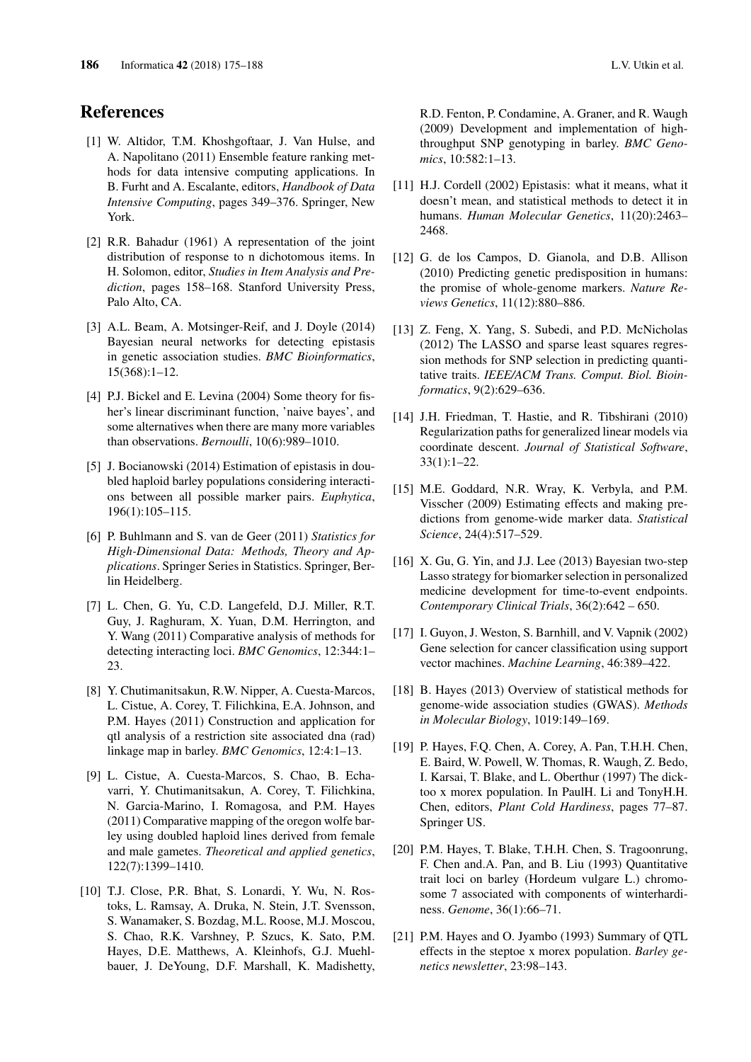# References

[1] W. Altidor, T.M. Khoshgoftaar, J. Van Hulse, and A. Napolitano (2011) Ensemble feature ranking methods for data intensive computing applications. In B. Furht and A. Escalante, editors, *Handbook of Data Intensive Computing*, pages 349–376. Springer, New York.

[2] R.R. Bahadur (1961) A representation of the joint distribution of response to n dichotomous items. In H. Solomon, editor, *Studies in Item Analysis and Prediction*, pages 158–168. Stanford University Press, Palo Alto, CA.

[3] A.L. Beam, A. Motsinger-Reif, and J. Doyle (2014) Bayesian neural networks for detecting epistasis in genetic association studies. *BMC Bioinformatics*, 15(368):1–12.

[4] P.J. Bickel and E. Levina (2004) Some theory for fisher's linear discriminant function, 'naive bayes', and some alternatives when there are many more variables than observations. *Bernoulli*, 10(6):989–1010.

[5] J. Bocianowski (2014) Estimation of epistasis in doubled haploid barley populations considering interactions between all possible marker pairs. *Euphytica*, 196(1):105–115.

[6] P. Buhlmann and S. van de Geer (2011) *Statistics for High-Dimensional Data: Methods, Theory and Applications*. Springer Series in Statistics. Springer, Berlin Heidelberg.

[7] L. Chen, G. Yu, C.D. Langefeld, D.J. Miller, R.T. Guy, J. Raghuram, X. Yuan, D.M. Herrington, and Y. Wang (2011) Comparative analysis of methods for detecting interacting loci. *BMC Genomics*, 12:344:1–23.

[8] Y. Chutimanitsakun, R.W. Nipper, A. Cuesta-Marcos, L. Cistue, A. Corey, T. Filichkina, E.A. Johnson, and P.M. Hayes (2011) Construction and application for qtl analysis of a restriction site associated dna (rad) linkage map in barley. *BMC Genomics*, 12:4:1–13.

[9] L. Cistue, A. Cuesta-Marcos, S. Chao, B. Echavarri, Y. Chutimanitsakun, A. Corey, T. Filichkina, N. Garcia-Marino, I. Romagosa, and P.M. Hayes (2011) Comparative mapping of the oregon wolfe barley using doubled haploid lines derived from female and male gametes. *Theoretical and applied genetics*, 122(7):1399–1410.

[10] T.J. Close, P.R. Bhat, S. Lonardi, Y. Wu, N. Rostoks, L. Ramsay, A. Druka, N. Stein, J.T. Svensson, S. Wanamaker, S. Bozdag, M.L. Roose, M.J. Moscou, S. Chao, R.K. Varshney, P. Szucs, K. Sato, P.M. Hayes, D.E. Matthews, A. Kleinhofs, G.J. Muehlbauer, J. DeYoung, D.F. Marshall, K. Madishetty, R.D. Fenton, P. Condamine, A. Graner, and R. Waugh (2009) Development and implementation of high-throughput SNP genotyping in barley. *BMC Genomics*, 10:582:1–13.

[11] H.J. Cordell (2002) Epistasis: what it means, what it doesn't mean, and statistical methods to detect it in humans. *Human Molecular Genetics*, 11(20):2463–2468.

[12] G. de los Campos, D. Gianola, and D.B. Allison (2010) Predicting genetic predisposition in humans: the promise of whole-genome markers. *Nature Reviews Genetics*, 11(12):880–886.

[13] Z. Feng, X. Yang, S. Subedi, and P.D. McNicholas (2012) The LASSO and sparse least squares regression methods for SNP selection in predicting quantitative traits. *IEEE/ACM Trans. Comput. Biol. Bioinformatics*, 9(2):629–636.

[14] J.H. Friedman, T. Hastie, and R. Tibshirani (2010) Regularization paths for generalized linear models via coordinate descent. *Journal of Statistical Software*, 33(1):1–22.

[15] M.E. Goddard, N.R. Wray, K. Verbyla, and P.M. Visscher (2009) Estimating effects and making predictions from genome-wide marker data. *Statistical Science*, 24(4):517–529.

[16] X. Gu, G. Yin, and J.J. Lee (2013) Bayesian two-step Lasso strategy for biomarker selection in personalized medicine development for time-to-event endpoints. *Contemporary Clinical Trials*, 36(2):642 – 650.

[17] I. Guyon, J. Weston, S. Barnhill, and V. Vapnik (2002) Gene selection for cancer classification using support vector machines. *Machine Learning*, 46:389–422.

[18] B. Hayes (2013) Overview of statistical methods for genome-wide association studies (GWAS). *Methods in Molecular Biology*, 1019:149–169.

[19] P. Hayes, F.Q. Chen, A. Corey, A. Pan, T.H.H. Chen, E. Baird, W. Powell, W. Thomas, R. Waugh, Z. Bedo, I. Karsai, T. Blake, and L. Oberthur (1997) The dicktoo x morex population. In PaulH. Li and TonyH.H. Chen, editors, *Plant Cold Hardiness*, pages 77–87. Springer US.

[20] P.M. Hayes, T. Blake, T.H.H. Chen, S. Tragoonrung, F. Chen and.A. Pan, and B. Liu (1993) Quantitative trait loci on barley (Hordeum vulgare L.) chromosome 7 associated with components of winterhardiness. *Genome*, 36(1):66–71.

[21] P.M. Hayes and O. Jyambo (1993) Summary of QTL effects in the steptoe x morex population. *Barley genetics newsletter*, 23:98–143.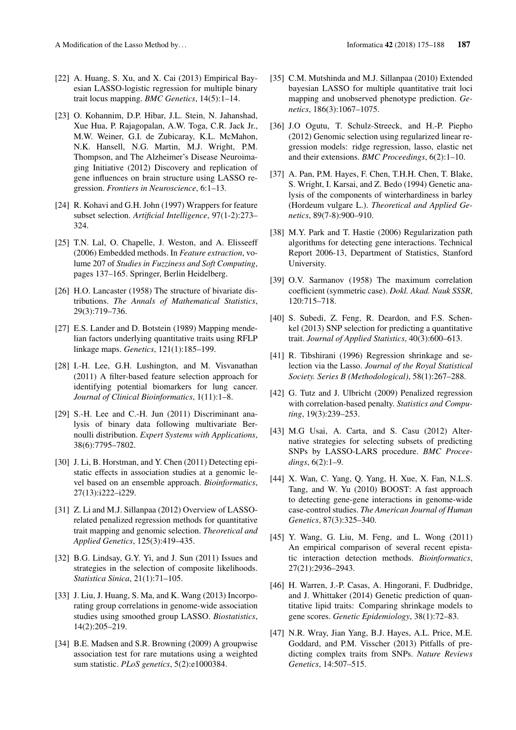[22] A. Huang, S. Xu, and X. Cai (2013) Empirical Bayesian LASSO-logistic regression for multiple binary trait locus mapping. *BMC Genetics*, 14(5):1–14.

[23] O. Kohannim, D.P. Hibar, J.L. Stein, N. Jahanshad, Xue Hua, P. Rajagopalan, A.W. Toga, C.R. Jack Jr., M.W. Weiner, G.I. de Zubicaray, K.L. McMahon, N.K. Hansell, N.G. Martin, M.J. Wright, P.M. Thompson, and The Alzheimer's Disease Neuroimaging Initiative (2012) Discovery and replication of gene influences on brain structure using LASSO regression. *Frontiers in Neuroscience*, 6:1–13.

[24] R. Kohavi and G.H. John (1997) Wrappers for feature subset selection. *Artificial Intelligence*, 97(1-2):273–324.

[25] T.N. Lal, O. Chapelle, J. Weston, and A. Elisseeff (2006) Embedded methods. In *Feature extraction*, volume 207 of *Studies in Fuzziness and Soft Computing*, pages 137–165. Springer, Berlin Heidelberg.

[26] H.O. Lancaster (1958) The structure of bivariate distributions. *The Annals of Mathematical Statistics*, 29(3):719–736.

[27] E.S. Lander and D. Botstein (1989) Mapping mendelian factors underlying quantitative traits using RFLP linkage maps. *Genetics*, 121(1):185–199.

[28] I.-H. Lee, G.H. Lushington, and M. Visvanathan (2011) A filter-based feature selection approach for identifying potential biomarkers for lung cancer. *Journal of Clinical Bioinformatics*, 1(11):1–8.

[29] S.-H. Lee and C.-H. Jun (2011) Discriminant analysis of binary data following multivariate Bernoulli distribution. *Expert Systems with Applications*, 38(6):7795–7802.

[30] J. Li, B. Horstman, and Y. Chen (2011) Detecting epistatic effects in association studies at a genomic level based on an ensemble approach. *Bioinformatics*, 27(13):i222–i229.

[31] Z. Li and M.J. Sillanpaa (2012) Overview of LASSO-related penalized regression methods for quantitative trait mapping and genomic selection. *Theoretical and Applied Genetics*, 125(3):419–435.

[32] B.G. Lindsay, G.Y. Yi, and J. Sun (2011) Issues and strategies in the selection of composite likelihoods. *Statistica Sinica*, 21(1):71–105.

[33] J. Liu, J. Huang, S. Ma, and K. Wang (2013) Incorporating group correlations in genome-wide association studies using smoothed group LASSO. *Biostatistics*, 14(2):205–219.

[34] B.E. Madsen and S.R. Browning (2009) A groupwise association test for rare mutations using a weighted sum statistic. *PLoS genetics*, 5(2):e1000384.

[35] C.M. Mutshinda and M.J. Sillanpaa (2010) Extended bayesian LASSO for multiple quantitative trait loci mapping and unobserved phenotype prediction. *Genetics*, 186(3):1067–1075.

[36] J.O Ogutu, T. Schulz-Streeck, and H.-P. Piepho (2012) Genomic selection using regularized linear regression models: ridge regression, lasso, elastic net and their extensions. *BMC Proceedings*, 6(2):1–10.

[37] A. Pan, P.M. Hayes, F. Chen, T.H.H. Chen, T. Blake, S. Wright, I. Karsai, and Z. Bedo (1994) Genetic analysis of the components of winterhardiness in barley (Hordeum vulgare L.). *Theoretical and Applied Genetics*, 89(7-8):900–910.

[38] M.Y. Park and T. Hastie (2006) Regularization path algorithms for detecting gene interactions. Technical Report 2006-13, Department of Statistics, Stanford University.

[39] O.V. Sarmanov (1958) The maximum correlation coefficient (symmetric case). *Dokl. Akad. Nauk SSSR*, 120:715–718.

[40] S. Subedi, Z. Feng, R. Deardon, and F.S. Schenkel (2013) SNP selection for predicting a quantitative trait. *Journal of Applied Statistics*, 40(3):600–613.

[41] R. Tibshirani (1996) Regression shrinkage and selection via the Lasso. *Journal of the Royal Statistical Society. Series B (Methodological)*, 58(1):267–288.

[42] G. Tutz and J. Ulbricht (2009) Penalized regression with correlation-based penalty. *Statistics and Computing*, 19(3):239–253.

[43] M.G Usai, A. Carta, and S. Casu (2012) Alternative strategies for selecting subsets of predicting SNPs by LASSO-LARS procedure. *BMC Proceedings*, 6(2):1–9.

[44] X. Wan, C. Yang, Q. Yang, H. Xue, X. Fan, N.L.S. Tang, and W. Yu (2010) BOOST: A fast approach to detecting gene-gene interactions in genome-wide case-control studies. *The American Journal of Human Genetics*, 87(3):325–340.

[45] Y. Wang, G. Liu, M. Feng, and L. Wong (2011) An empirical comparison of several recent epistatic interaction detection methods. *Bioinformatics*, 27(21):2936–2943.

[46] H. Warren, J.-P. Casas, A. Hingorani, F. Dudbridge, and J. Whittaker (2014) Genetic prediction of quantitative lipid traits: Comparing shrinkage models to gene scores. *Genetic Epidemiology*, 38(1):72–83.

[47] N.R. Wray, Jian Yang, B.J. Hayes, A.L. Price, M.E. Goddard, and P.M. Visscher (2013) Pitfalls of predicting complex traits from SNPs. *Nature Reviews Genetics*, 14:507–515.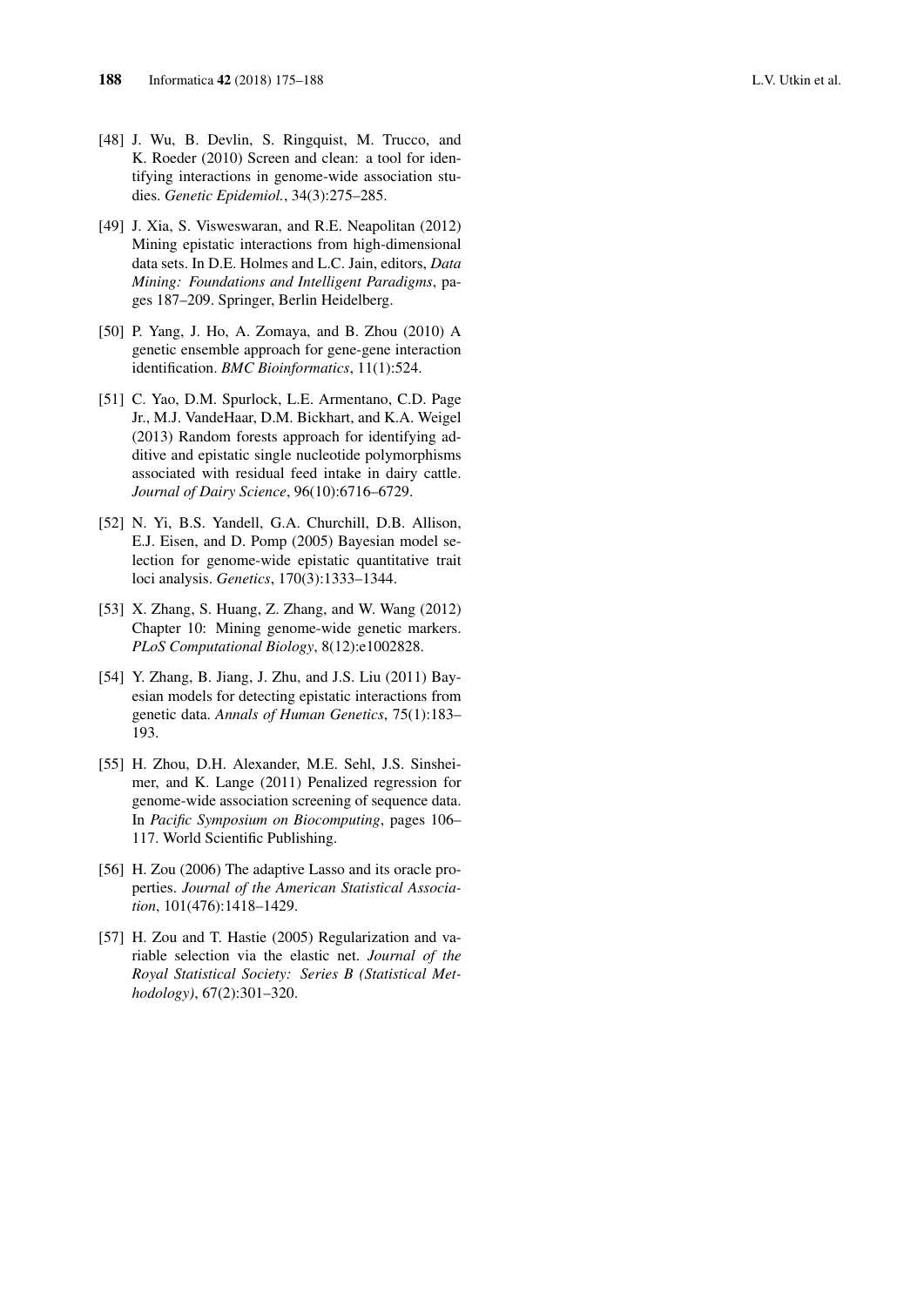[48] J. Wu, B. Devlin, S. Ringquist, M. Trucco, and K. Roeder (2010) Screen and clean: a tool for identifying interactions in genome-wide association studies. *Genetic Epidemiol.*, 34(3):275–285.

[49] J. Xia, S. Visweswaran, and R.E. Neapolitan (2012) Mining epistatic interactions from high-dimensional data sets. In D.E. Holmes and L.C. Jain, editors, *Data Mining: Foundations and Intelligent Paradigms*, pages 187–209. Springer, Berlin Heidelberg.

[50] P. Yang, J. Ho, A. Zomaya, and B. Zhou (2010) A genetic ensemble approach for gene-gene interaction identification. *BMC Bioinformatics*, 11(1):524.

[51] C. Yao, D.M. Spurlock, L.E. Armentano, C.D. Page Jr., M.J. VandeHaar, D.M. Bickhart, and K.A. Weigel (2013) Random forests approach for identifying additive and epistatic single nucleotide polymorphisms associated with residual feed intake in dairy cattle. *Journal of Dairy Science*, 96(10):6716–6729.

[52] N. Yi, B.S. Yandell, G.A. Churchill, D.B. Allison, E.J. Eisen, and D. Pomp (2005) Bayesian model selection for genome-wide epistatic quantitative trait loci analysis. *Genetics*, 170(3):1333–1344.

[53] X. Zhang, S. Huang, Z. Zhang, and W. Wang (2012) Chapter 10: Mining genome-wide genetic markers. *PLoS Computational Biology*, 8(12):e1002828.

[54] Y. Zhang, B. Jiang, J. Zhu, and J.S. Liu (2011) Bayesian models for detecting epistatic interactions from genetic data. *Annals of Human Genetics*, 75(1):183–193.

[55] H. Zhou, D.H. Alexander, M.E. Sehl, J.S. Sinsheimer, and K. Lange (2011) Penalized regression for genome-wide association screening of sequence data. In *Pacific Symposium on Biocomputing*, pages 106–117. World Scientific Publishing.

[56] H. Zou (2006) The adaptive Lasso and its oracle properties. *Journal of the American Statistical Association*, 101(476):1418–1429.

[57] H. Zou and T. Hastie (2005) Regularization and variable selection via the elastic net. *Journal of the Royal Statistical Society: Series B (Statistical Methodology)*, 67(2):301–320.